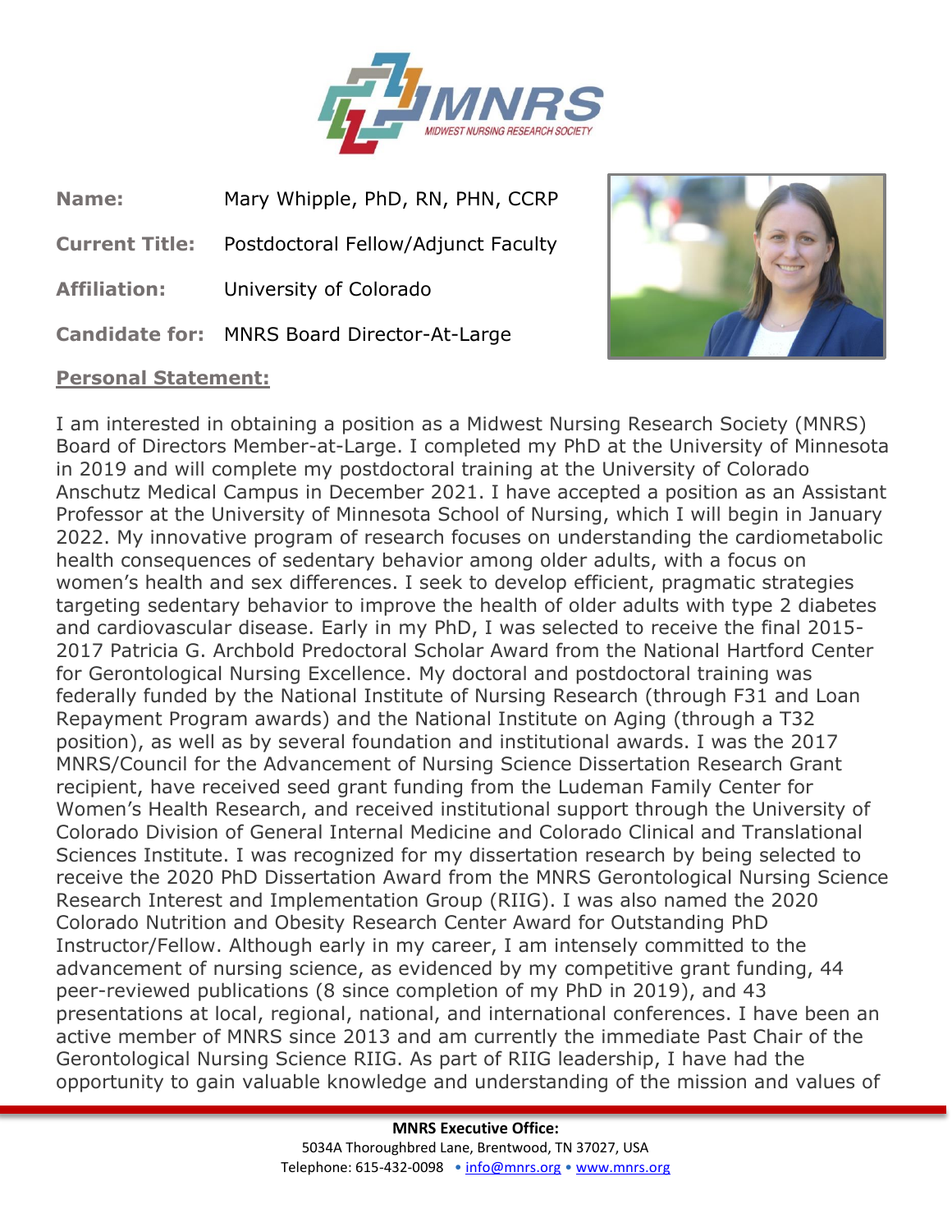**Name:** Mary Whipple, PhD, RN, PHN, CCRP

**Current Title:** Postdoctoral Fellow/Adjunct Faculty

**Affiliation:** University of Colorado

**Candidate for:** MNRS Board Director-At-Large

## Personal Statement:

I am interested in obtaining a position as a Midwest Nursing Research Society (MNRS) Board of Directors Member-at-Large. I completed my PhD at the University of Minnesota in 2019 and will complete my postdoctoral training at the University of Colorado Anschutz Medical Campus in December 2021. I have accepted a position as an Assistant Professor at the University of Minnesota School of Nursing, which I will begin in January 2022. My innovative program of research focuses on understanding the cardiometabolic health consequences of sedentary behavior among older adults, with a focus on women's health and sex differences. I seek to develop efficient, pragmatic strategies targeting sedentary behavior to improve the health of older adults with type 2 diabetes and cardiovascular disease. Early in my PhD, I was selected to receive the final 2015-2017 Patricia G. Archbold Predoctoral Scholar Award from the National Hartford Center for Gerontological Nursing Excellence. My doctoral and postdoctoral training was federally funded by the National Institute of Nursing Research (through F31 and Loan Repayment Program awards) and the National Institute on Aging (through a T32 position), as well as by several foundation and institutional awards. I was the 2017 MNRS/Council for the Advancement of Nursing Science Dissertation Research Grant recipient, have received seed grant funding from the Ludeman Family Center for Women's Health Research, and received institutional support through the University of Colorado Division of General Internal Medicine and Colorado Clinical and Translational Sciences Institute. I was recognized for my dissertation research by being selected to receive the 2020 PhD Dissertation Award from the MNRS Gerontological Nursing Science Research Interest and Implementation Group (RIIG). I was also named the 2020 Colorado Nutrition and Obesity Research Center Award for Outstanding PhD Instructor/Fellow. Although early in my career, I am intensely committed to the advancement of nursing science, as evidenced by my competitive grant funding, 44 peer-reviewed publications (8 since completion of my PhD in 2019), and 43 presentations at local, regional, national, and international conferences. I have been an active member of MNRS since 2013 and am currently the immediate Past Chair of the Gerontological Nursing Science RIIG. As part of RIIG leadership, I have had the opportunity to gain valuable knowledge and understanding of the mission and values of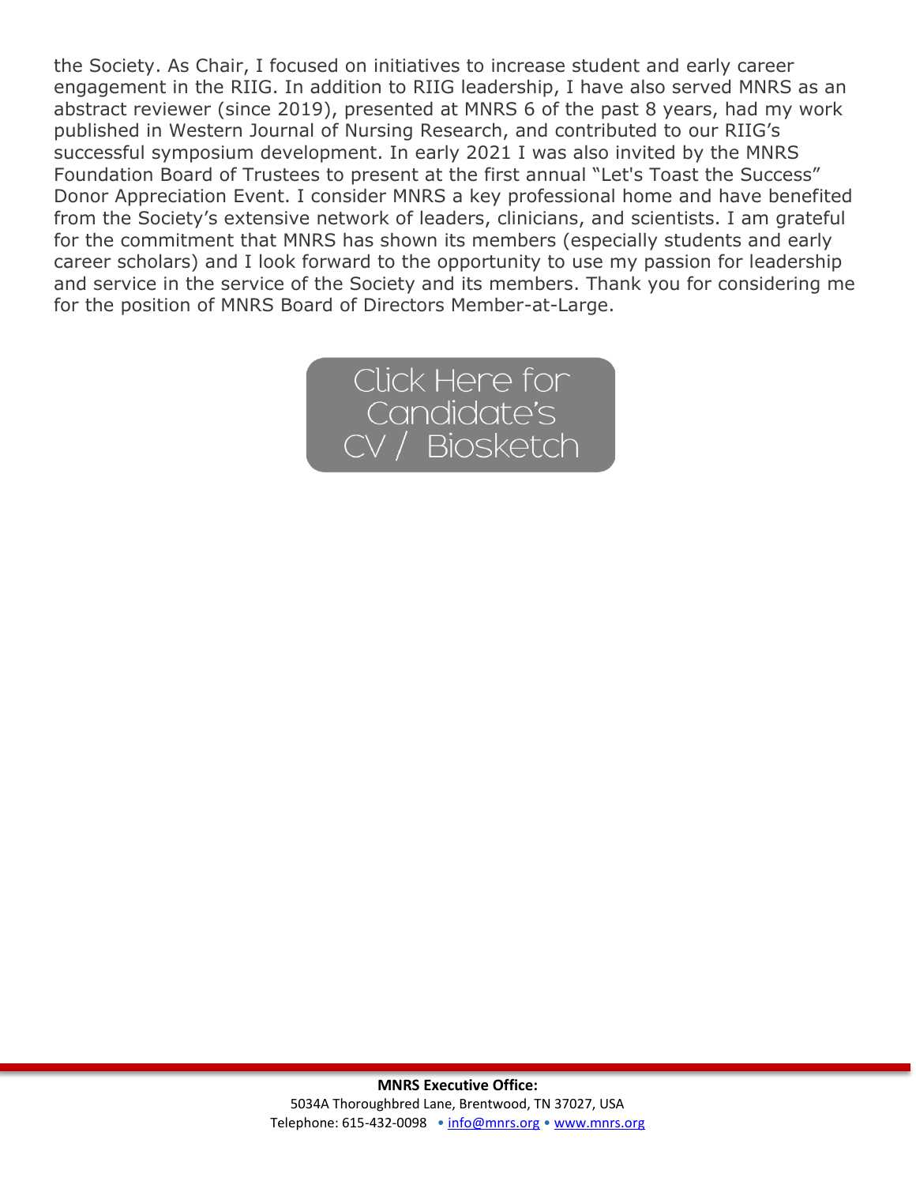the Society. As Chair, I focused on initiatives to increase student and early career engagement in the RIIG. In addition to RIIG leadership, I have also served MNRS as an abstract reviewer (since 2019), presented at MNRS 6 of the past 8 years, had my work published in Western Journal of Nursing Research, and contributed to our RIIG's successful symposium development. In early 2021 I was also invited by the MNRS Foundation Board of Trustees to present at the first annual "Let's Toast the Success" Donor Appreciation Event. I consider MNRS a key professional home and have benefited from the Society's extensive network of leaders, clinicians, and scientists. I am grateful for the commitment that MNRS has shown its members (especially students and early career scholars) and I look forward to the opportunity to use my passion for leadership and service in the service of the Society and its members. Thank you for considering me for the position of MNRS Board of Directors Member-at-Large.

Click Here for Candidate's CV / Biosketch

**MNRS Executive Office:**
5034A Thoroughbred Lane, Brentwood, TN 37027, USA
Telephone: 615-432-0098 • info@mnrs.org • www.mnrs.org